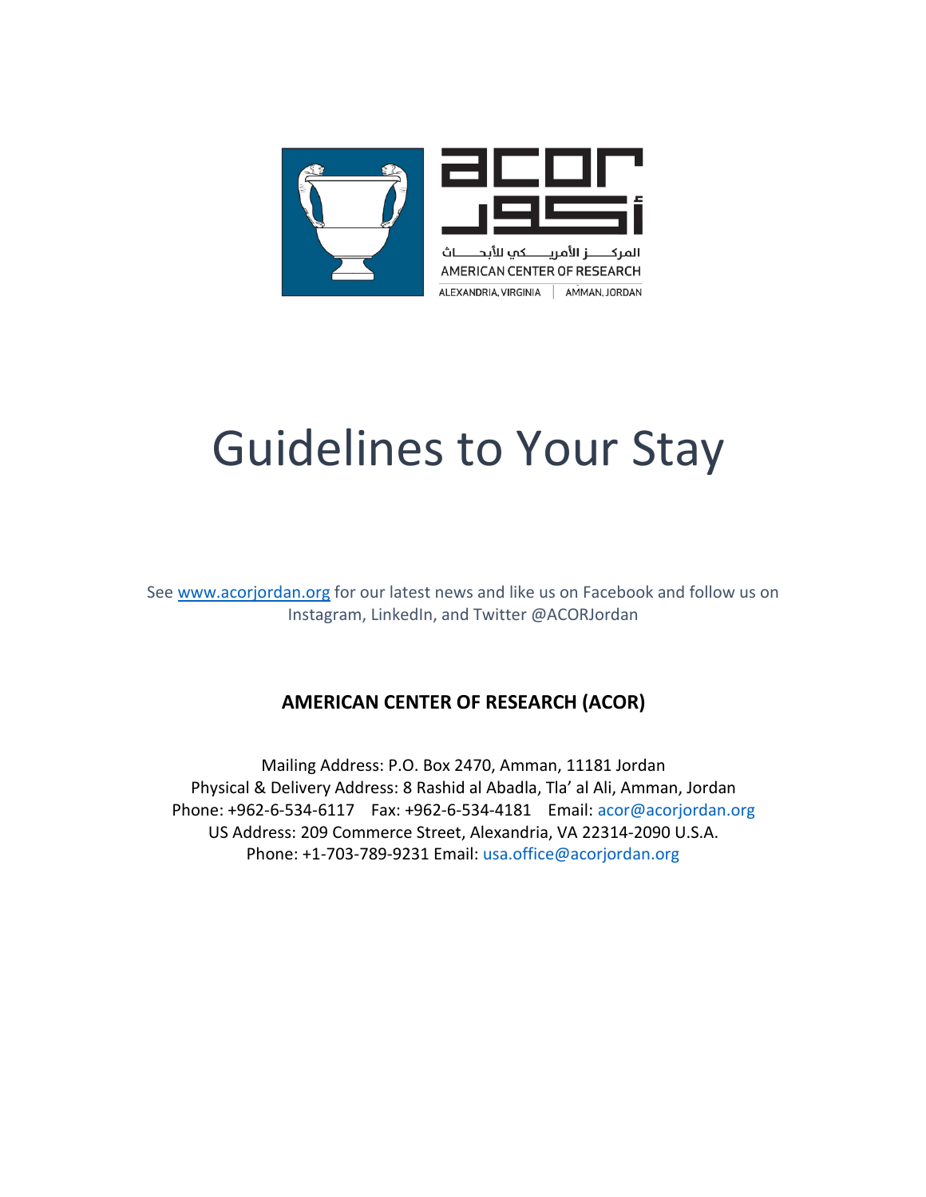# Guidelines to Your Stay

See www.acorjordan.org for our latest news and like us on Facebook and follow us on Instagram, LinkedIn, and Twitter @ACORJordan

**AMERICAN CENTER OF RESEARCH (ACOR)**

Mailing Address: P.O. Box 2470, Amman, 11181 Jordan
Physical & Delivery Address: 8 Rashid al Abadla, Tla' al Ali, Amman, Jordan
Phone: +962-6-534-6117 Fax: +962-6-534-4181 Email: acor@acorjordan.org
US Address: 209 Commerce Street, Alexandria, VA 22314-2090 U.S.A.
Phone: +1-703-789-9231 Email: usa.office@acorjordan.org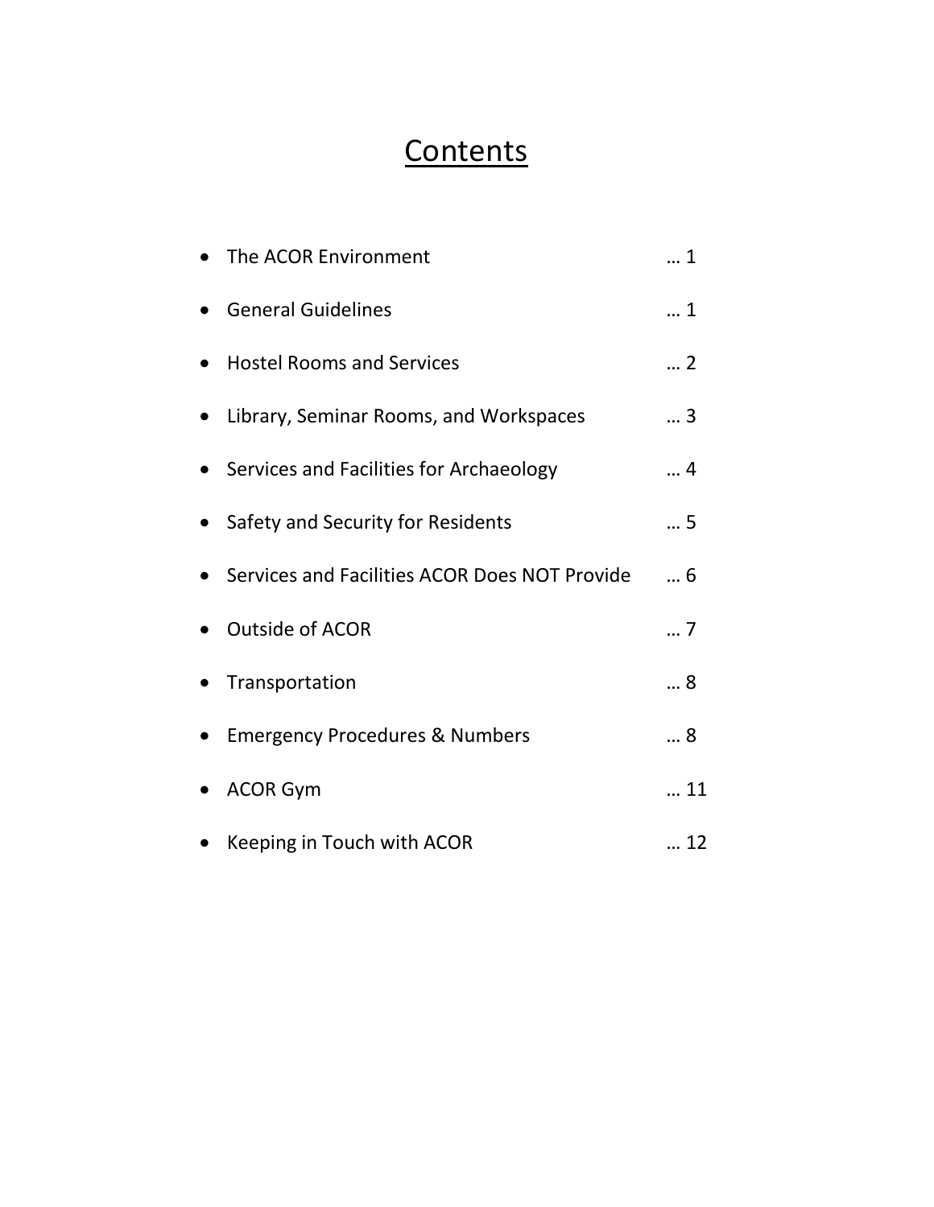# Contents

- The ACOR Environment … 1
- General Guidelines … 1
- Hostel Rooms and Services … 2
- Library, Seminar Rooms, and Workspaces … 3
- Services and Facilities for Archaeology … 4
- Safety and Security for Residents … 5
- Services and Facilities ACOR Does NOT Provide … 6
- Outside of ACOR … 7
- Transportation … 8
- Emergency Procedures & Numbers … 8
- ACOR Gym … 11
- Keeping in Touch with ACOR … 12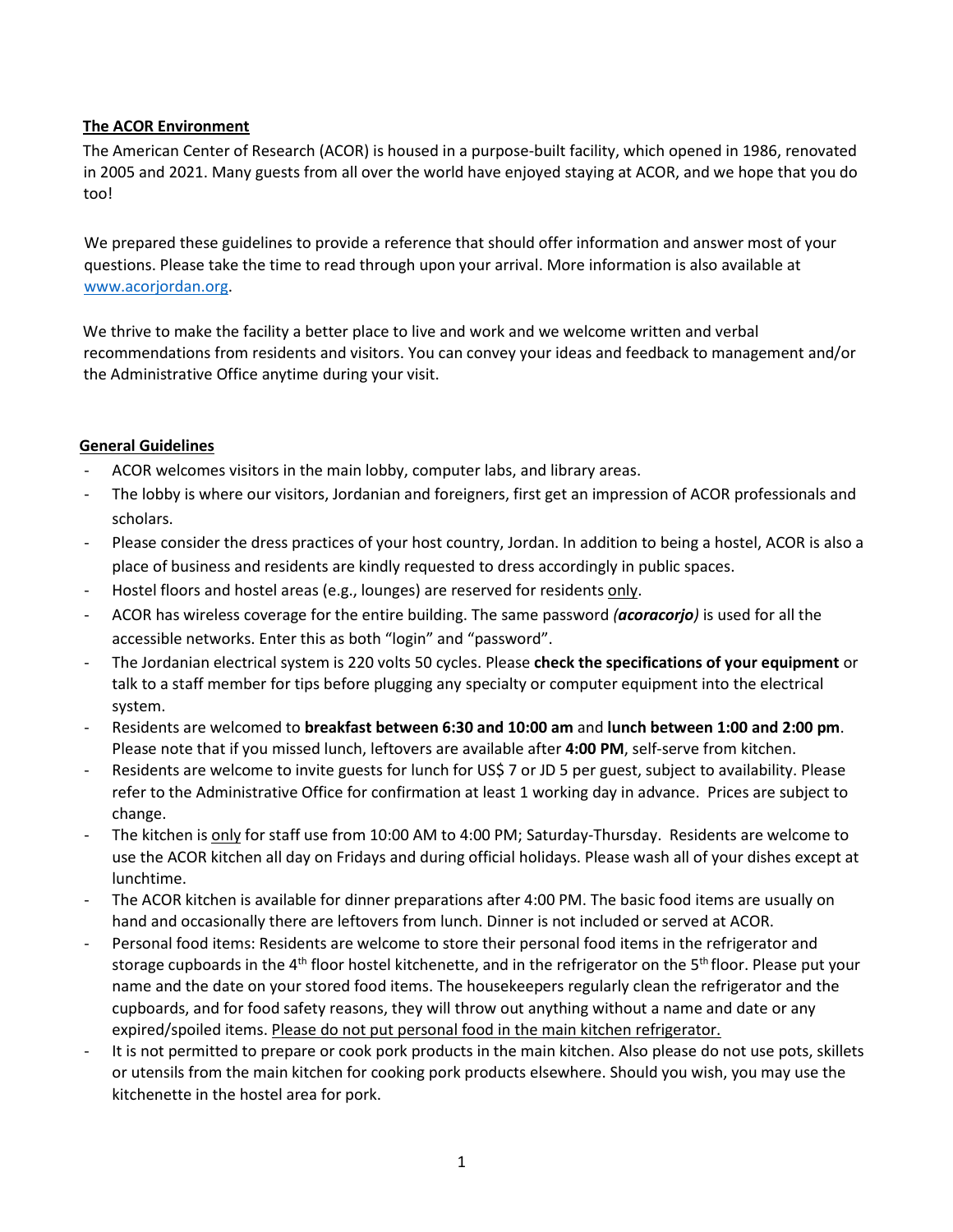## The ACOR Environment

The American Center of Research (ACOR) is housed in a purpose-built facility, which opened in 1986, renovated in 2005 and 2021. Many guests from all over the world have enjoyed staying at ACOR, and we hope that you do too!

We prepared these guidelines to provide a reference that should offer information and answer most of your questions. Please take the time to read through upon your arrival. More information is also available at [www.acorjordan.org](http://www.acorjordan.org).

We thrive to make the facility a better place to live and work and we welcome written and verbal recommendations from residents and visitors. You can convey your ideas and feedback to management and/or the Administrative Office anytime during your visit.

## General Guidelines

- ACOR welcomes visitors in the main lobby, computer labs, and library areas.
- The lobby is where our visitors, Jordanian and foreigners, first get an impression of ACOR professionals and scholars.
- Please consider the dress practices of your host country, Jordan. In addition to being a hostel, ACOR is also a place of business and residents are kindly requested to dress accordingly in public spaces.
- Hostel floors and hostel areas (e.g., lounges) are reserved for residents <u>only</u>.
- ACOR has wireless coverage for the entire building. The same password ***(acoracorjo)*** is used for all the accessible networks. Enter this as both "login" and "password".
- The Jordanian electrical system is 220 volts 50 cycles. Please **check the specifications of your equipment** or talk to a staff member for tips before plugging any specialty or computer equipment into the electrical system.
- Residents are welcomed to **breakfast between 6:30 and 10:00 am** and **lunch between 1:00 and 2:00 pm**. Please note that if you missed lunch, leftovers are available after **4:00 PM**, self-serve from kitchen.
- Residents are welcome to invite guests for lunch for US$ 7 or JD 5 per guest, subject to availability. Please refer to the Administrative Office for confirmation at least 1 working day in advance. Prices are subject to change.
- The kitchen is <u>only</u> for staff use from 10:00 AM to 4:00 PM; Saturday-Thursday. Residents are welcome to use the ACOR kitchen all day on Fridays and during official holidays. Please wash all of your dishes except at lunchtime.
- The ACOR kitchen is available for dinner preparations after 4:00 PM. The basic food items are usually on hand and occasionally there are leftovers from lunch. Dinner is not included or served at ACOR.
- Personal food items: Residents are welcome to store their personal food items in the refrigerator and storage cupboards in the 4th floor hostel kitchenette, and in the refrigerator on the 5th floor. Please put your name and the date on your stored food items. The housekeepers regularly clean the refrigerator and the cupboards, and for food safety reasons, they will throw out anything without a name and date or any expired/spoiled items. <u>Please do not put personal food in the main kitchen refrigerator.</u>
- It is not permitted to prepare or cook pork products in the main kitchen. Also please do not use pots, skillets or utensils from the main kitchen for cooking pork products elsewhere. Should you wish, you may use the kitchenette in the hostel area for pork.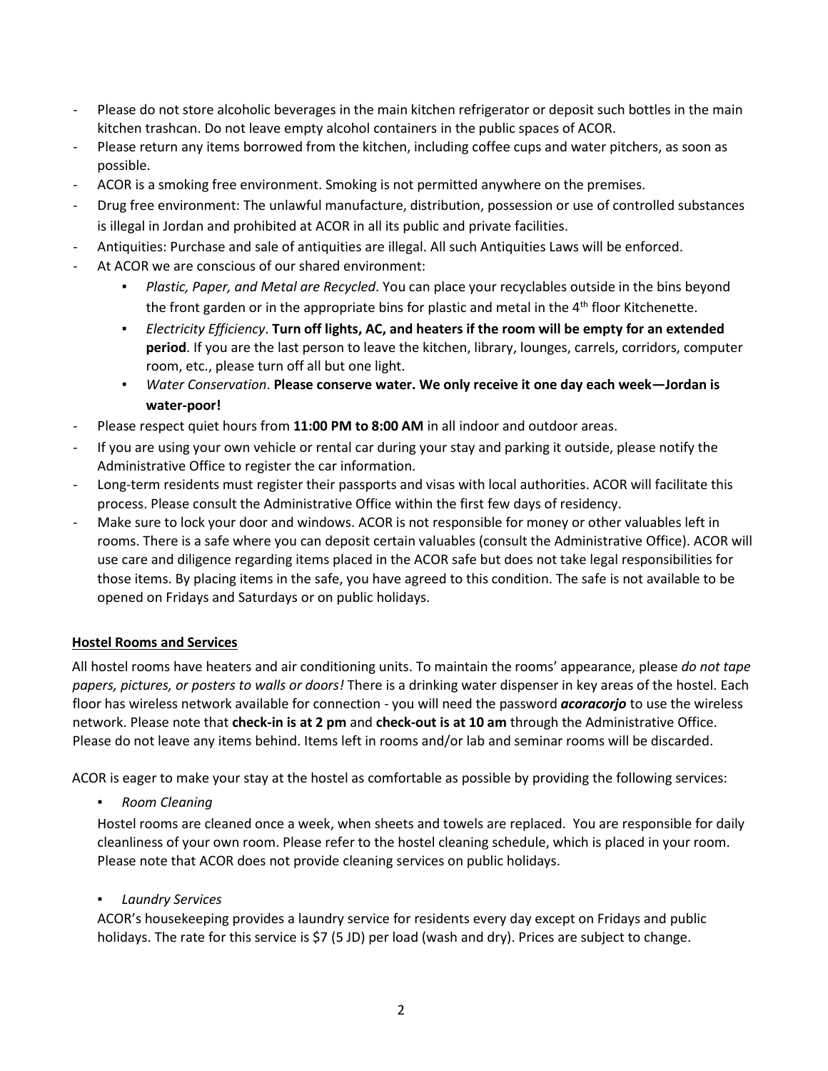- Please do not store alcoholic beverages in the main kitchen refrigerator or deposit such bottles in the main kitchen trashcan. Do not leave empty alcohol containers in the public spaces of ACOR.
- Please return any items borrowed from the kitchen, including coffee cups and water pitchers, as soon as possible.
- ACOR is a smoking free environment. Smoking is not permitted anywhere on the premises.
- Drug free environment: The unlawful manufacture, distribution, possession or use of controlled substances is illegal in Jordan and prohibited at ACOR in all its public and private facilities.
- Antiquities: Purchase and sale of antiquities are illegal. All such Antiquities Laws will be enforced.
- At ACOR we are conscious of our shared environment:
    - *Plastic, Paper, and Metal are Recycled*. You can place your recyclables outside in the bins beyond the front garden or in the appropriate bins for plastic and metal in the 4th floor Kitchenette.
    - *Electricity Efficiency*. **Turn off lights, AC, and heaters if the room will be empty for an extended period**. If you are the last person to leave the kitchen, library, lounges, carrels, corridors, computer room, etc., please turn off all but one light.
    - *Water Conservation*. **Please conserve water. We only receive it one day each week—Jordan is water-poor!**
- Please respect quiet hours from **11:00 PM to 8:00 AM** in all indoor and outdoor areas.
- If you are using your own vehicle or rental car during your stay and parking it outside, please notify the Administrative Office to register the car information.
- Long-term residents must register their passports and visas with local authorities. ACOR will facilitate this process. Please consult the Administrative Office within the first few days of residency.
- Make sure to lock your door and windows. ACOR is not responsible for money or other valuables left in rooms. There is a safe where you can deposit certain valuables (consult the Administrative Office). ACOR will use care and diligence regarding items placed in the ACOR safe but does not take legal responsibilities for those items. By placing items in the safe, you have agreed to this condition. The safe is not available to be opened on Fridays and Saturdays or on public holidays.

## Hostel Rooms and Services

All hostel rooms have heaters and air conditioning units. To maintain the rooms' appearance, please *do not tape papers, pictures, or posters to walls or doors!* There is a drinking water dispenser in key areas of the hostel. Each floor has wireless network available for connection - you will need the password ***acoracorjo*** to use the wireless network. Please note that **check-in is at 2 pm** and **check-out is at 10 am** through the Administrative Office. Please do not leave any items behind. Items left in rooms and/or lab and seminar rooms will be discarded.

ACOR is eager to make your stay at the hostel as comfortable as possible by providing the following services:

- *Room Cleaning*

  Hostel rooms are cleaned once a week, when sheets and towels are replaced. You are responsible for daily cleanliness of your own room. Please refer to the hostel cleaning schedule, which is placed in your room. Please note that ACOR does not provide cleaning services on public holidays.

- *Laundry Services*

  ACOR's housekeeping provides a laundry service for residents every day except on Fridays and public holidays. The rate for this service is $7 (5 JD) per load (wash and dry). Prices are subject to change.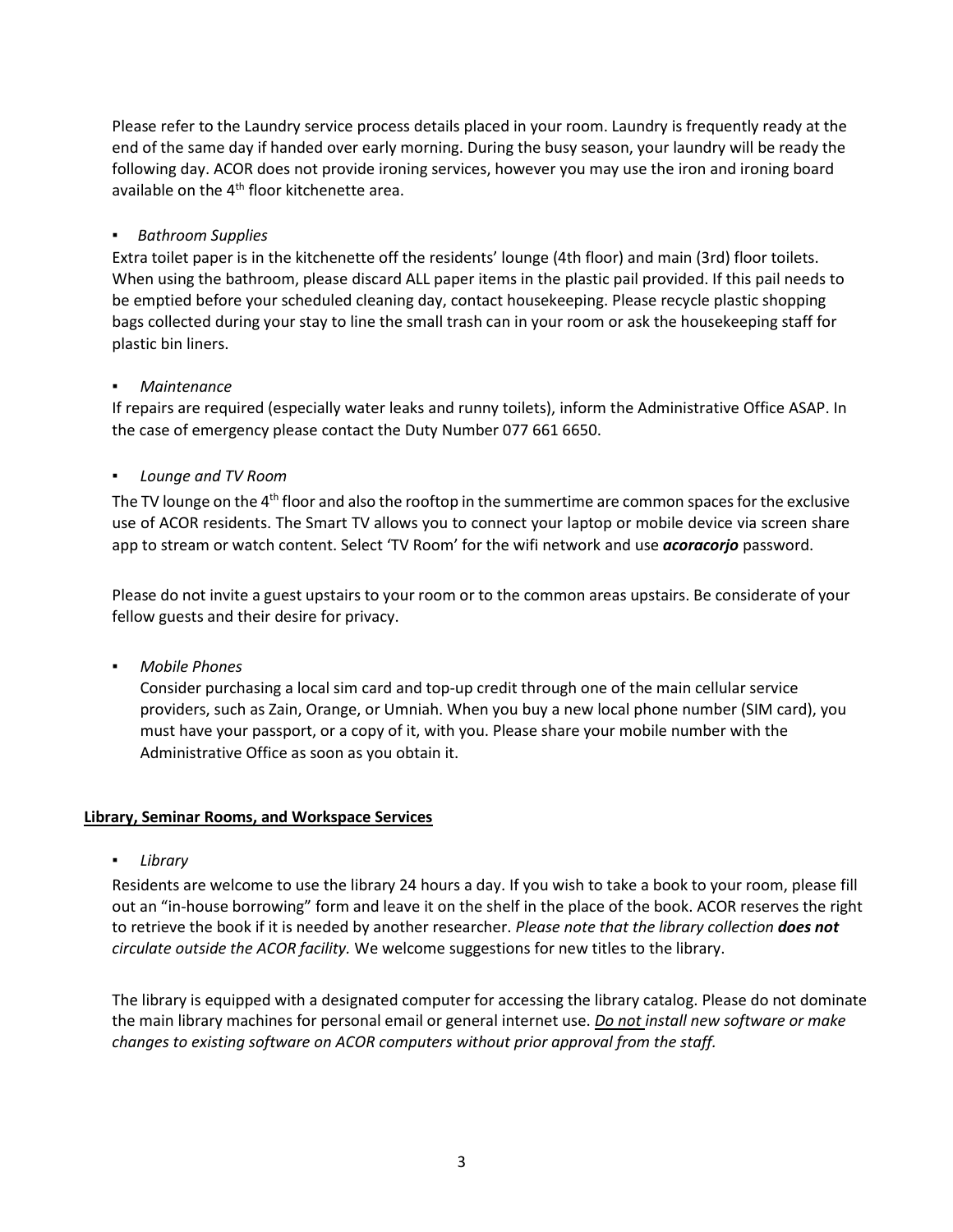Please refer to the Laundry service process details placed in your room. Laundry is frequently ready at the end of the same day if handed over early morning. During the busy season, your laundry will be ready the following day. ACOR does not provide ironing services, however you may use the iron and ironing board available on the 4th floor kitchenette area.

- *Bathroom Supplies*

Extra toilet paper is in the kitchenette off the residents' lounge (4th floor) and main (3rd) floor toilets. When using the bathroom, please discard ALL paper items in the plastic pail provided. If this pail needs to be emptied before your scheduled cleaning day, contact housekeeping. Please recycle plastic shopping bags collected during your stay to line the small trash can in your room or ask the housekeeping staff for plastic bin liners.

- *Maintenance*

If repairs are required (especially water leaks and runny toilets), inform the Administrative Office ASAP. In the case of emergency please contact the Duty Number 077 661 6650.

- *Lounge and TV Room*

The TV lounge on the 4th floor and also the rooftop in the summertime are common spaces for the exclusive use of ACOR residents. The Smart TV allows you to connect your laptop or mobile device via screen share app to stream or watch content. Select 'TV Room' for the wifi network and use ***acoracorjo*** password.

Please do not invite a guest upstairs to your room or to the common areas upstairs. Be considerate of your fellow guests and their desire for privacy.

- *Mobile Phones*

  Consider purchasing a local sim card and top-up credit through one of the main cellular service providers, such as Zain, Orange, or Umniah. When you buy a new local phone number (SIM card), you must have your passport, or a copy of it, with you. Please share your mobile number with the Administrative Office as soon as you obtain it.

**Library, Seminar Rooms, and Workspace Services**

- *Library*

Residents are welcome to use the library 24 hours a day. If you wish to take a book to your room, please fill out an "in-house borrowing" form and leave it on the shelf in the place of the book. ACOR reserves the right to retrieve the book if it is needed by another researcher. *Please note that the library collection **does not** circulate outside the ACOR facility.* We welcome suggestions for new titles to the library.

The library is equipped with a designated computer for accessing the library catalog. Please do not dominate the main library machines for personal email or general internet use. *Do not install new software or make changes to existing software on ACOR computers without prior approval from the staff.*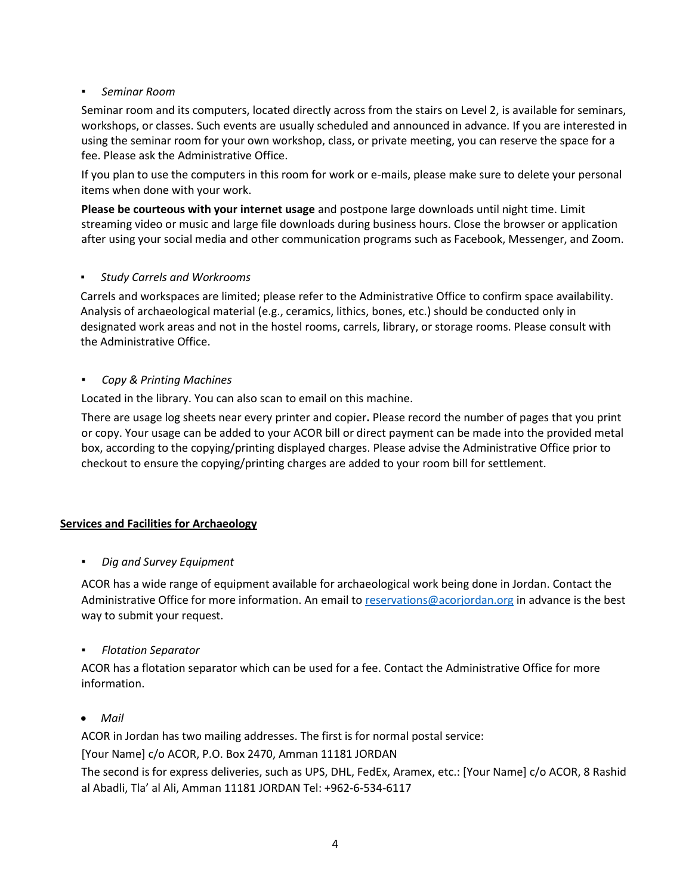- *Seminar Room*

Seminar room and its computers, located directly across from the stairs on Level 2, is available for seminars, workshops, or classes. Such events are usually scheduled and announced in advance. If you are interested in using the seminar room for your own workshop, class, or private meeting, you can reserve the space for a fee. Please ask the Administrative Office.

If you plan to use the computers in this room for work or e-mails, please make sure to delete your personal items when done with your work.

**Please be courteous with your internet usage** and postpone large downloads until night time. Limit streaming video or music and large file downloads during business hours. Close the browser or application after using your social media and other communication programs such as Facebook, Messenger, and Zoom.

- *Study Carrels and Workrooms*

Carrels and workspaces are limited; please refer to the Administrative Office to confirm space availability. Analysis of archaeological material (e.g., ceramics, lithics, bones, etc.) should be conducted only in designated work areas and not in the hostel rooms, carrels, library, or storage rooms. Please consult with the Administrative Office.

- *Copy & Printing Machines*

Located in the library. You can also scan to email on this machine.

There are usage log sheets near every printer and copier**.** Please record the number of pages that you print or copy. Your usage can be added to your ACOR bill or direct payment can be made into the provided metal box, according to the copying/printing displayed charges. Please advise the Administrative Office prior to checkout to ensure the copying/printing charges are added to your room bill for settlement.

## Services and Facilities for Archaeology

- *Dig and Survey Equipment*

ACOR has a wide range of equipment available for archaeological work being done in Jordan. Contact the Administrative Office for more information. An email to reservations@acorjordan.org in advance is the best way to submit your request.

- *Flotation Separator*

ACOR has a flotation separator which can be used for a fee. Contact the Administrative Office for more information.

- *Mail*

ACOR in Jordan has two mailing addresses. The first is for normal postal service:

[Your Name] c/o ACOR, P.O. Box 2470, Amman 11181 JORDAN

The second is for express deliveries, such as UPS, DHL, FedEx, Aramex, etc.: [Your Name] c/o ACOR, 8 Rashid al Abadli, Tla' al Ali, Amman 11181 JORDAN Tel: +962-6-534-6117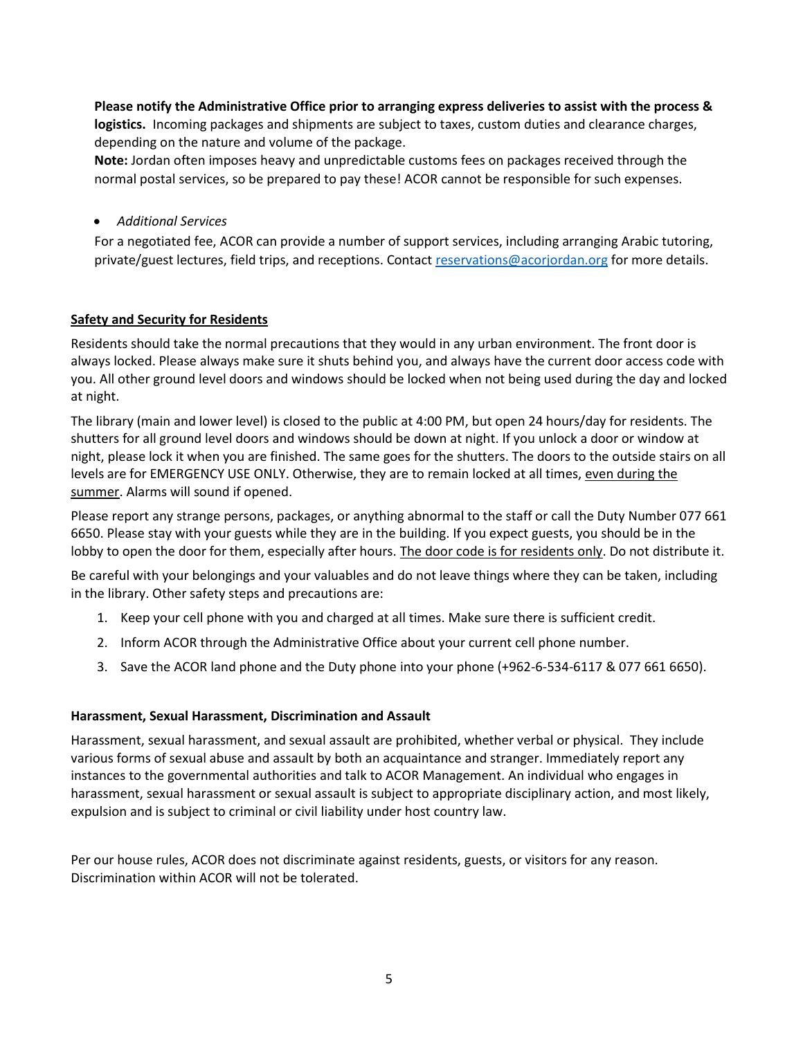**Please notify the Administrative Office prior to arranging express deliveries to assist with the process & logistics.** Incoming packages and shipments are subject to taxes, custom duties and clearance charges, depending on the nature and volume of the package.

**Note:** Jordan often imposes heavy and unpredictable customs fees on packages received through the normal postal services, so be prepared to pay these! ACOR cannot be responsible for such expenses.

- *Additional Services*

For a negotiated fee, ACOR can provide a number of support services, including arranging Arabic tutoring, private/guest lectures, field trips, and receptions. Contact [reservations@acorjordan.org](mailto:reservations@acorjordan.org) for more details.

## Safety and Security for Residents

Residents should take the normal precautions that they would in any urban environment. The front door is always locked. Please always make sure it shuts behind you, and always have the current door access code with you. All other ground level doors and windows should be locked when not being used during the day and locked at night.

The library (main and lower level) is closed to the public at 4:00 PM, but open 24 hours/day for residents. The shutters for all ground level doors and windows should be down at night. If you unlock a door or window at night, please lock it when you are finished. The same goes for the shutters. The doors to the outside stairs on all levels are for EMERGENCY USE ONLY. Otherwise, they are to remain locked at all times, even during the summer. Alarms will sound if opened.

Please report any strange persons, packages, or anything abnormal to the staff or call the Duty Number 077 661 6650. Please stay with your guests while they are in the building. If you expect guests, you should be in the lobby to open the door for them, especially after hours. The door code is for residents only. Do not distribute it.

Be careful with your belongings and your valuables and do not leave things where they can be taken, including in the library. Other safety steps and precautions are:

1. Keep your cell phone with you and charged at all times. Make sure there is sufficient credit.
2. Inform ACOR through the Administrative Office about your current cell phone number.
3. Save the ACOR land phone and the Duty phone into your phone (+962-6-534-6117 & 077 661 6650).

### Harassment, Sexual Harassment, Discrimination and Assault

Harassment, sexual harassment, and sexual assault are prohibited, whether verbal or physical. They include various forms of sexual abuse and assault by both an acquaintance and stranger. Immediately report any instances to the governmental authorities and talk to ACOR Management. An individual who engages in harassment, sexual harassment or sexual assault is subject to appropriate disciplinary action, and most likely, expulsion and is subject to criminal or civil liability under host country law.

Per our house rules, ACOR does not discriminate against residents, guests, or visitors for any reason. Discrimination within ACOR will not be tolerated.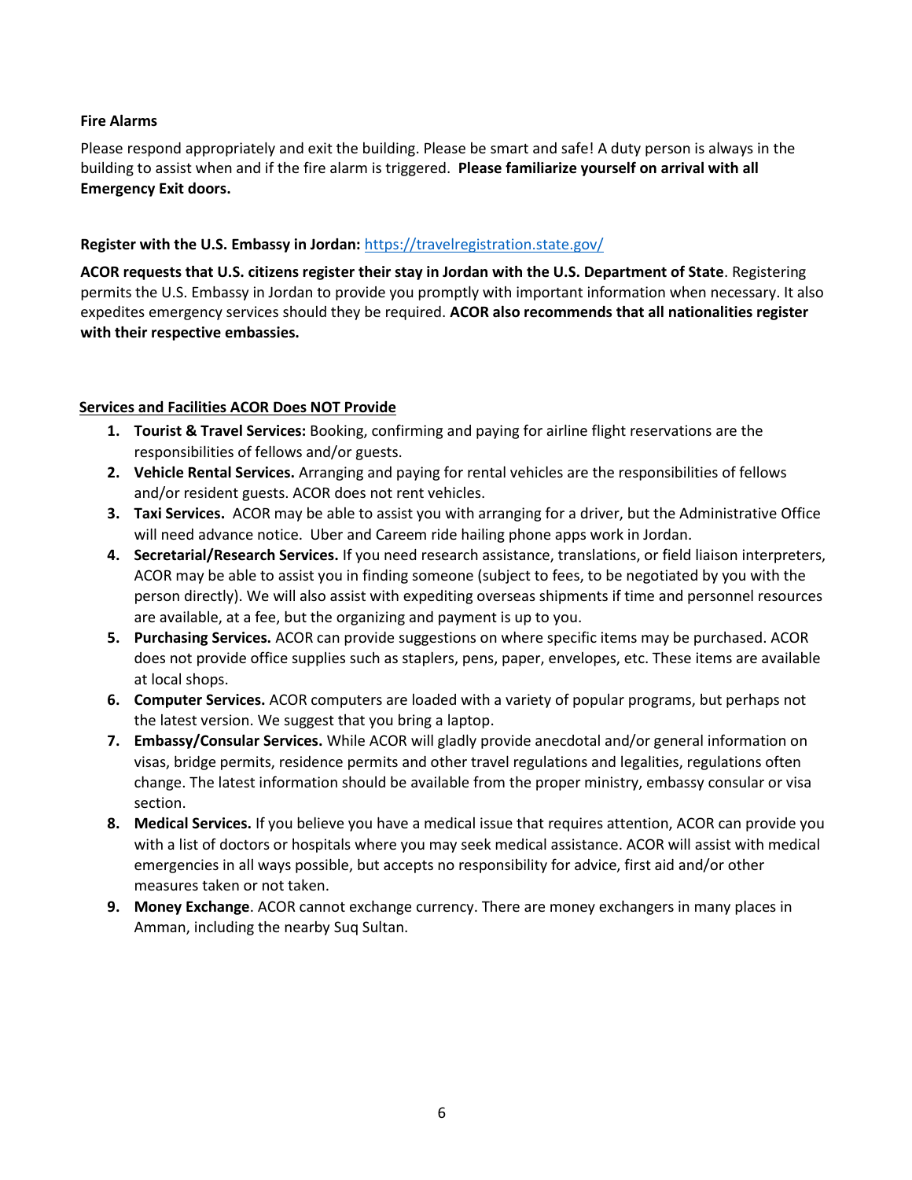**Fire Alarms**

Please respond appropriately and exit the building. Please be smart and safe! A duty person is always in the building to assist when and if the fire alarm is triggered. **Please familiarize yourself on arrival with all Emergency Exit doors.**

**Register with the U.S. Embassy in Jordan:** [https://travelregistration.state.gov/](https://travelregistration.state.gov/)

**ACOR requests that U.S. citizens register their stay in Jordan with the U.S. Department of State**. Registering permits the U.S. Embassy in Jordan to provide you promptly with important information when necessary. It also expedites emergency services should they be required. **ACOR also recommends that all nationalities register with their respective embassies.**

**<u>Services and Facilities ACOR Does NOT Provide</u>**

1. **Tourist & Travel Services:** Booking, confirming and paying for airline flight reservations are the responsibilities of fellows and/or guests.
2. **Vehicle Rental Services.** Arranging and paying for rental vehicles are the responsibilities of fellows and/or resident guests. ACOR does not rent vehicles.
3. **Taxi Services.** ACOR may be able to assist you with arranging for a driver, but the Administrative Office will need advance notice. Uber and Careem ride hailing phone apps work in Jordan.
4. **Secretarial/Research Services.** If you need research assistance, translations, or field liaison interpreters, ACOR may be able to assist you in finding someone (subject to fees, to be negotiated by you with the person directly). We will also assist with expediting overseas shipments if time and personnel resources are available, at a fee, but the organizing and payment is up to you.
5. **Purchasing Services.** ACOR can provide suggestions on where specific items may be purchased. ACOR does not provide office supplies such as staplers, pens, paper, envelopes, etc. These items are available at local shops.
6. **Computer Services.** ACOR computers are loaded with a variety of popular programs, but perhaps not the latest version. We suggest that you bring a laptop.
7. **Embassy/Consular Services.** While ACOR will gladly provide anecdotal and/or general information on visas, bridge permits, residence permits and other travel regulations and legalities, regulations often change. The latest information should be available from the proper ministry, embassy consular or visa section.
8. **Medical Services.** If you believe you have a medical issue that requires attention, ACOR can provide you with a list of doctors or hospitals where you may seek medical assistance. ACOR will assist with medical emergencies in all ways possible, but accepts no responsibility for advice, first aid and/or other measures taken or not taken.
9. **Money Exchange**. ACOR cannot exchange currency. There are money exchangers in many places in Amman, including the nearby Suq Sultan.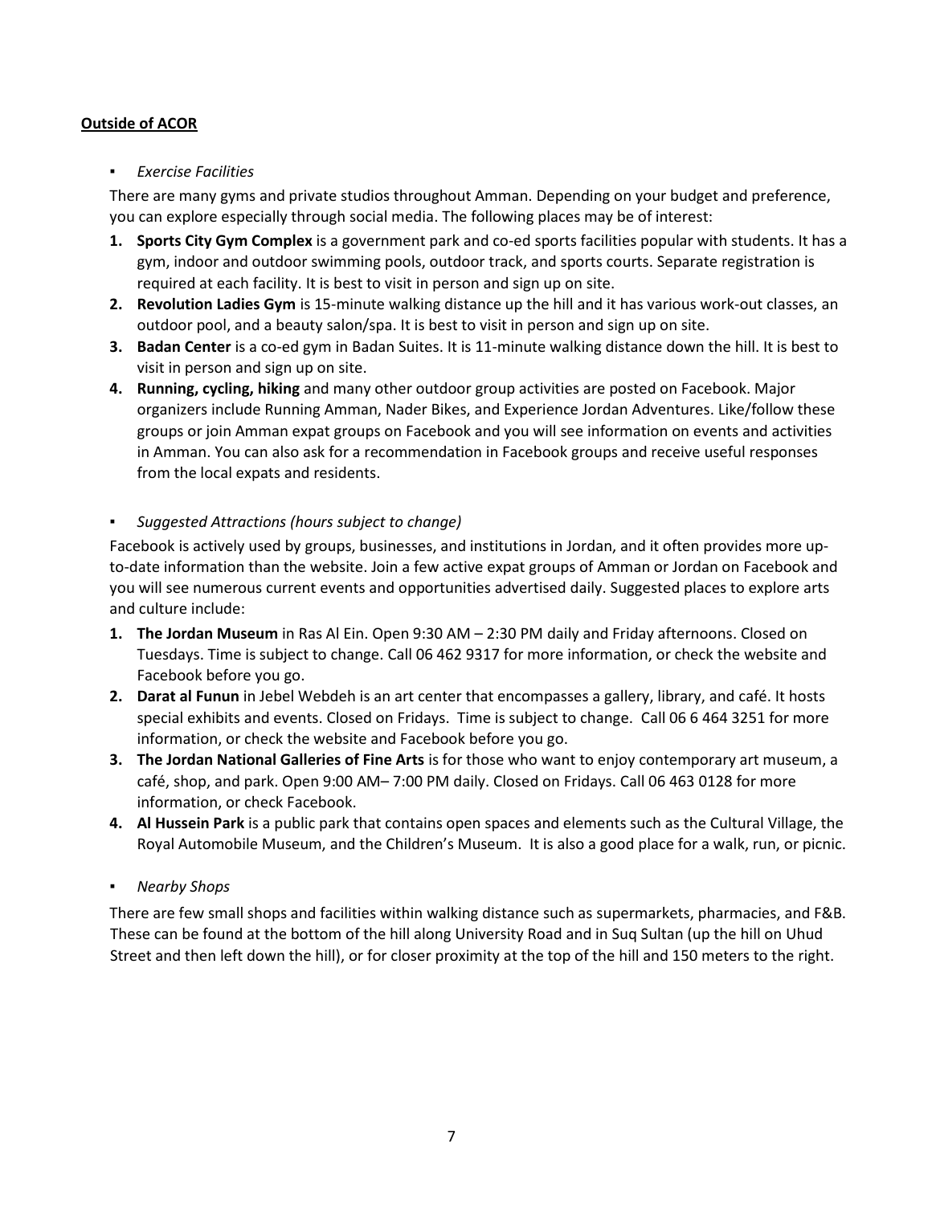**Outside of ACOR**

- *Exercise Facilities*

There are many gyms and private studios throughout Amman. Depending on your budget and preference, you can explore especially through social media. The following places may be of interest:

1. **Sports City Gym Complex** is a government park and co-ed sports facilities popular with students. It has a gym, indoor and outdoor swimming pools, outdoor track, and sports courts. Separate registration is required at each facility. It is best to visit in person and sign up on site.
2. **Revolution Ladies Gym** is 15-minute walking distance up the hill and it has various work-out classes, an outdoor pool, and a beauty salon/spa. It is best to visit in person and sign up on site.
3. **Badan Center** is a co-ed gym in Badan Suites. It is 11-minute walking distance down the hill. It is best to visit in person and sign up on site.
4. **Running, cycling, hiking** and many other outdoor group activities are posted on Facebook. Major organizers include Running Amman, Nader Bikes, and Experience Jordan Adventures. Like/follow these groups or join Amman expat groups on Facebook and you will see information on events and activities in Amman. You can also ask for a recommendation in Facebook groups and receive useful responses from the local expats and residents.

- *Suggested Attractions (hours subject to change)*

Facebook is actively used by groups, businesses, and institutions in Jordan, and it often provides more up-to-date information than the website. Join a few active expat groups of Amman or Jordan on Facebook and you will see numerous current events and opportunities advertised daily. Suggested places to explore arts and culture include:

1. **The Jordan Museum** in Ras Al Ein. Open 9:30 AM – 2:30 PM daily and Friday afternoons. Closed on Tuesdays. Time is subject to change. Call 06 462 9317 for more information, or check the website and Facebook before you go.
2. **Darat al Funun** in Jebel Webdeh is an art center that encompasses a gallery, library, and café. It hosts special exhibits and events. Closed on Fridays. Time is subject to change. Call 06 6 464 3251 for more information, or check the website and Facebook before you go.
3. **The Jordan National Galleries of Fine Arts** is for those who want to enjoy contemporary art museum, a café, shop, and park. Open 9:00 AM– 7:00 PM daily. Closed on Fridays. Call 06 463 0128 for more information, or check Facebook.
4. **Al Hussein Park** is a public park that contains open spaces and elements such as the Cultural Village, the Royal Automobile Museum, and the Children's Museum. It is also a good place for a walk, run, or picnic.

- *Nearby Shops*

There are few small shops and facilities within walking distance such as supermarkets, pharmacies, and F&B. These can be found at the bottom of the hill along University Road and in Suq Sultan (up the hill on Uhud Street and then left down the hill), or for closer proximity at the top of the hill and 150 meters to the right.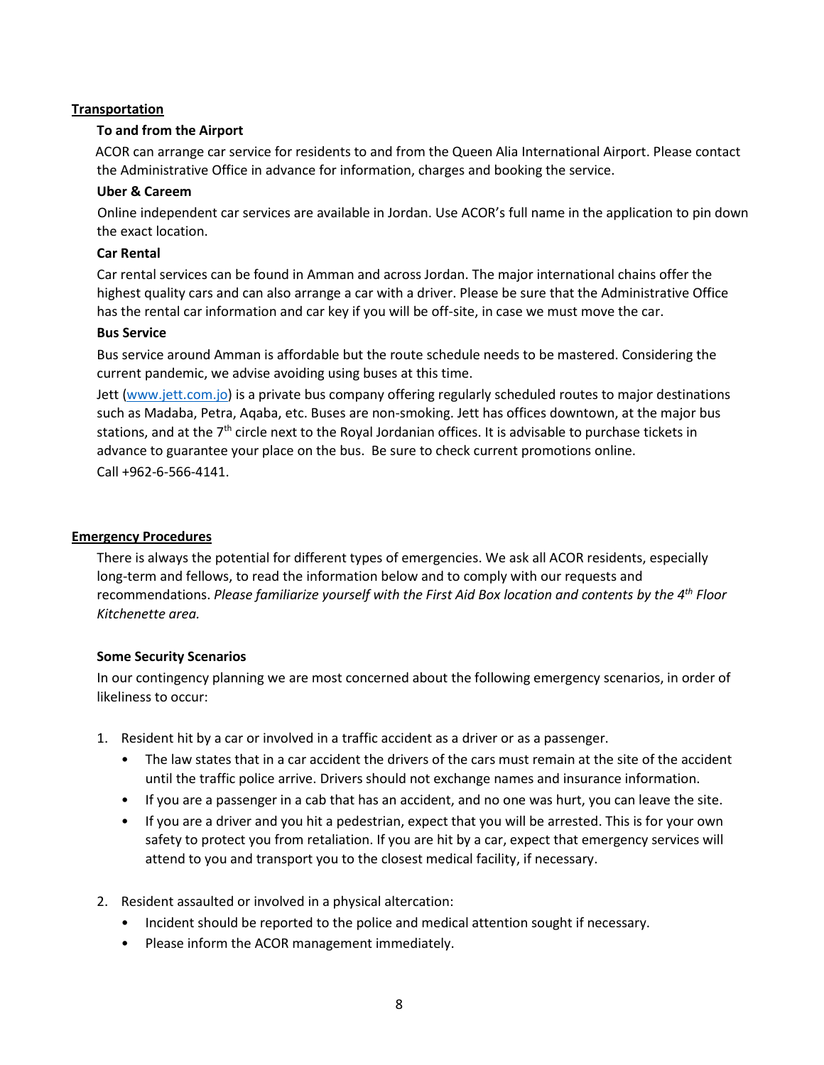## Transportation

### To and from the Airport

ACOR can arrange car service for residents to and from the Queen Alia International Airport. Please contact the Administrative Office in advance for information, charges and booking the service.

### Uber & Careem

Online independent car services are available in Jordan. Use ACOR's full name in the application to pin down the exact location.

### Car Rental

Car rental services can be found in Amman and across Jordan. The major international chains offer the highest quality cars and can also arrange a car with a driver. Please be sure that the Administrative Office has the rental car information and car key if you will be off-site, in case we must move the car.

### Bus Service

Bus service around Amman is affordable but the route schedule needs to be mastered. Considering the current pandemic, we advise avoiding using buses at this time.

Jett (www.jett.com.jo) is a private bus company offering regularly scheduled routes to major destinations such as Madaba, Petra, Aqaba, etc. Buses are non-smoking. Jett has offices downtown, at the major bus stations, and at the 7th circle next to the Royal Jordanian offices. It is advisable to purchase tickets in advance to guarantee your place on the bus. Be sure to check current promotions online.

Call +962-6-566-4141.

## Emergency Procedures

There is always the potential for different types of emergencies. We ask all ACOR residents, especially long-term and fellows, to read the information below and to comply with our requests and recommendations. *Please familiarize yourself with the First Aid Box location and contents by the 4th Floor Kitchenette area.*

### Some Security Scenarios

In our contingency planning we are most concerned about the following emergency scenarios, in order of likeliness to occur:

1. Resident hit by a car or involved in a traffic accident as a driver or as a passenger.
   - The law states that in a car accident the drivers of the cars must remain at the site of the accident until the traffic police arrive. Drivers should not exchange names and insurance information.
   - If you are a passenger in a cab that has an accident, and no one was hurt, you can leave the site.
   - If you are a driver and you hit a pedestrian, expect that you will be arrested. This is for your own safety to protect you from retaliation. If you are hit by a car, expect that emergency services will attend to you and transport you to the closest medical facility, if necessary.
2. Resident assaulted or involved in a physical altercation:
   - Incident should be reported to the police and medical attention sought if necessary.
   - Please inform the ACOR management immediately.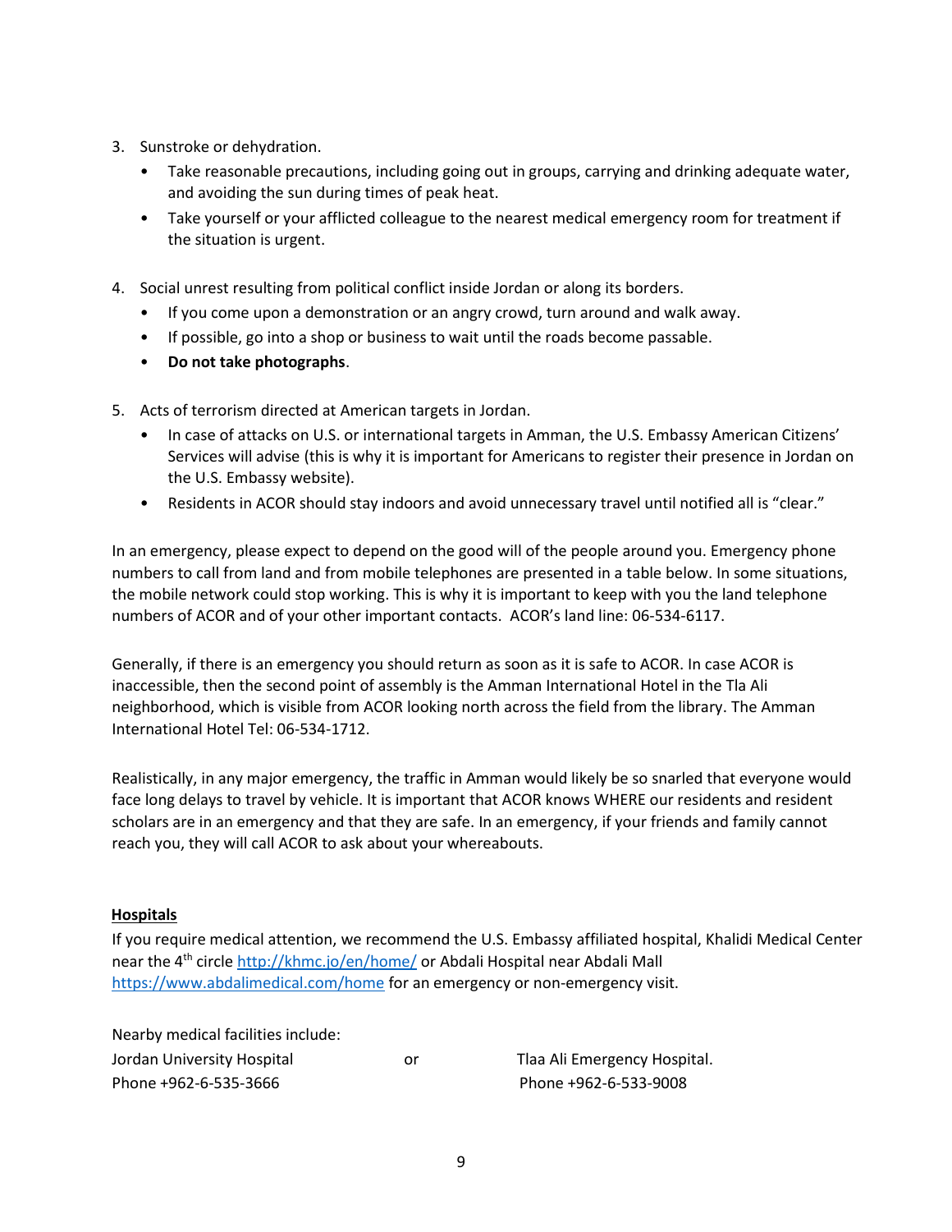3. Sunstroke or dehydration.
   - Take reasonable precautions, including going out in groups, carrying and drinking adequate water, and avoiding the sun during times of peak heat.
   - Take yourself or your afflicted colleague to the nearest medical emergency room for treatment if the situation is urgent.

4. Social unrest resulting from political conflict inside Jordan or along its borders.
   - If you come upon a demonstration or an angry crowd, turn around and walk away.
   - If possible, go into a shop or business to wait until the roads become passable.
   - **Do not take photographs**.

5. Acts of terrorism directed at American targets in Jordan.
   - In case of attacks on U.S. or international targets in Amman, the U.S. Embassy American Citizens' Services will advise (this is why it is important for Americans to register their presence in Jordan on the U.S. Embassy website).
   - Residents in ACOR should stay indoors and avoid unnecessary travel until notified all is "clear."

In an emergency, please expect to depend on the good will of the people around you. Emergency phone numbers to call from land and from mobile telephones are presented in a table below. In some situations, the mobile network could stop working. This is why it is important to keep with you the land telephone numbers of ACOR and of your other important contacts. ACOR's land line: 06-534-6117.

Generally, if there is an emergency you should return as soon as it is safe to ACOR. In case ACOR is inaccessible, then the second point of assembly is the Amman International Hotel in the Tla Ali neighborhood, which is visible from ACOR looking north across the field from the library. The Amman International Hotel Tel: 06-534-1712.

Realistically, in any major emergency, the traffic in Amman would likely be so snarled that everyone would face long delays to travel by vehicle. It is important that ACOR knows WHERE our residents and resident scholars are in an emergency and that they are safe. In an emergency, if your friends and family cannot reach you, they will call ACOR to ask about your whereabouts.

**Hospitals**

If you require medical attention, we recommend the U.S. Embassy affiliated hospital, Khalidi Medical Center near the 4th circle http://khmc.jo/en/home/ or Abdali Hospital near Abdali Mall https://www.abdalimedical.com/home for an emergency or non-emergency visit.

Nearby medical facilities include:

Jordan University Hospital
Phone +962-6-535-3666

or

Tlaa Ali Emergency Hospital.
Phone +962-6-533-9008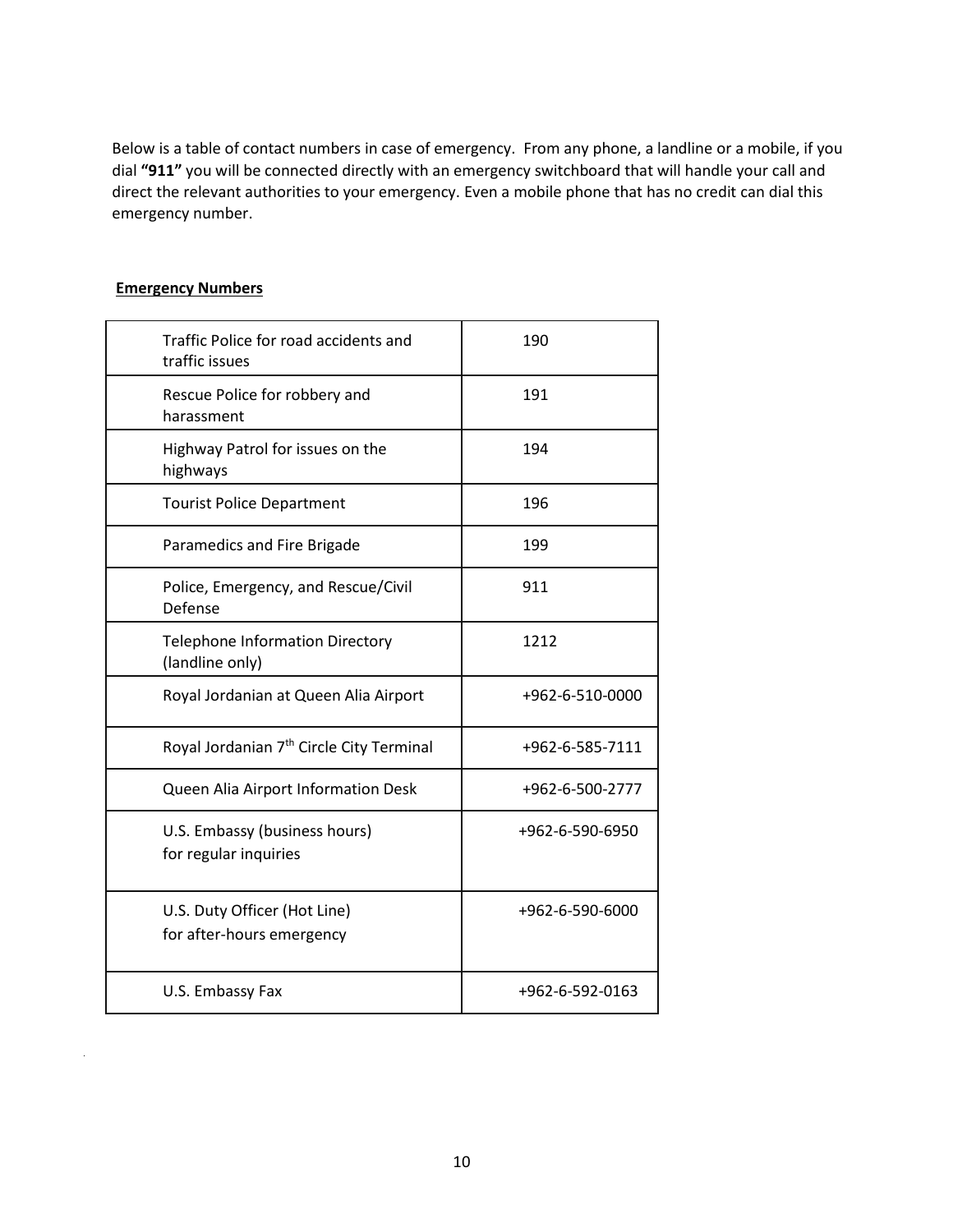Below is a table of contact numbers in case of emergency. From any phone, a landline or a mobile, if you dial **"911"** you will be connected directly with an emergency switchboard that will handle your call and direct the relevant authorities to your emergency. Even a mobile phone that has no credit can dial this emergency number.

**Emergency Numbers**

| | |
|---|---|
| Traffic Police for road accidents and traffic issues | 190 |
| Rescue Police for robbery and harassment | 191 |
| Highway Patrol for issues on the highways | 194 |
| Tourist Police Department | 196 |
| Paramedics and Fire Brigade | 199 |
| Police, Emergency, and Rescue/Civil Defense | 911 |
| Telephone Information Directory (landline only) | 1212 |
| Royal Jordanian at Queen Alia Airport | +962-6-510-0000 |
| Royal Jordanian 7th Circle City Terminal | +962-6-585-7111 |
| Queen Alia Airport Information Desk | +962-6-500-2777 |
| U.S. Embassy (business hours) for regular inquiries | +962-6-590-6950 |
| U.S. Duty Officer (Hot Line) for after-hours emergency | +962-6-590-6000 |
| U.S. Embassy Fax | +962-6-592-0163 |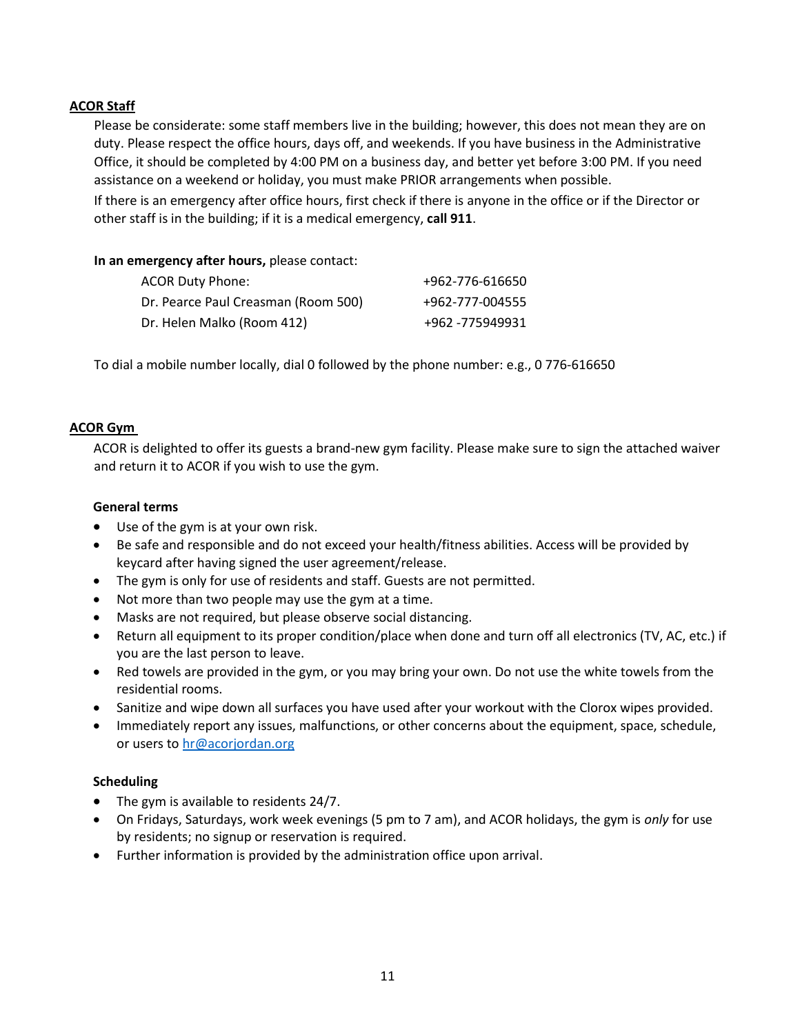## **ACOR Staff**

Please be considerate: some staff members live in the building; however, this does not mean they are on duty. Please respect the office hours, days off, and weekends. If you have business in the Administrative Office, it should be completed by 4:00 PM on a business day, and better yet before 3:00 PM. If you need assistance on a weekend or holiday, you must make PRIOR arrangements when possible.

If there is an emergency after office hours, first check if there is anyone in the office or if the Director or other staff is in the building; if it is a medical emergency, **call 911**.

**In an emergency after hours,** please contact:

| | |
|---|---|
| ACOR Duty Phone: | +962-776-616650 |
| Dr. Pearce Paul Creasman (Room 500) | +962-777-004555 |
| Dr. Helen Malko (Room 412) | +962 -775949931 |

To dial a mobile number locally, dial 0 followed by the phone number: e.g., 0 776-616650

## **ACOR Gym**

ACOR is delighted to offer its guests a brand-new gym facility. Please make sure to sign the attached waiver and return it to ACOR if you wish to use the gym.

### **General terms**

- Use of the gym is at your own risk.
- Be safe and responsible and do not exceed your health/fitness abilities. Access will be provided by keycard after having signed the user agreement/release.
- The gym is only for use of residents and staff. Guests are not permitted.
- Not more than two people may use the gym at a time.
- Masks are not required, but please observe social distancing.
- Return all equipment to its proper condition/place when done and turn off all electronics (TV, AC, etc.) if you are the last person to leave.
- Red towels are provided in the gym, or you may bring your own. Do not use the white towels from the residential rooms.
- Sanitize and wipe down all surfaces you have used after your workout with the Clorox wipes provided.
- Immediately report any issues, malfunctions, or other concerns about the equipment, space, schedule, or users to hr@acorjordan.org

### **Scheduling**

- The gym is available to residents 24/7.
- On Fridays, Saturdays, work week evenings (5 pm to 7 am), and ACOR holidays, the gym is *only* for use by residents; no signup or reservation is required.
- Further information is provided by the administration office upon arrival.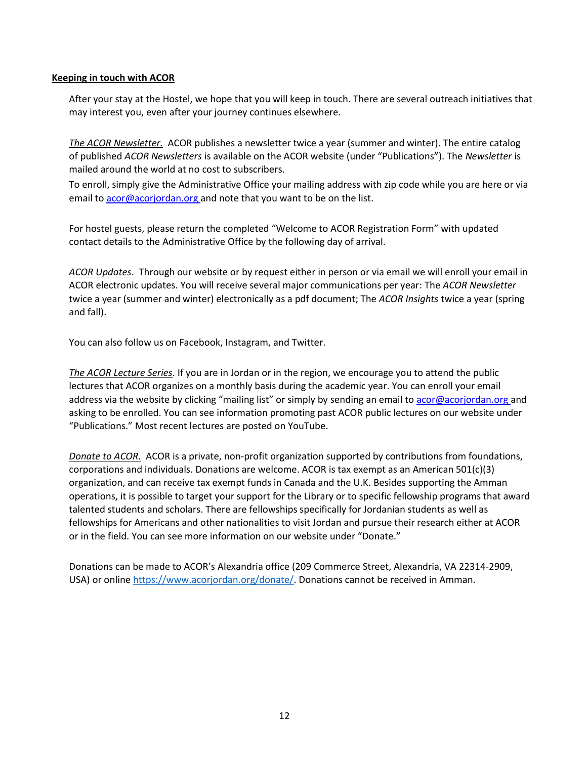**Keeping in touch with ACOR**

After your stay at the Hostel, we hope that you will keep in touch. There are several outreach initiatives that may interest you, even after your journey continues elsewhere.

*The ACOR Newsletter.* ACOR publishes a newsletter twice a year (summer and winter). The entire catalog of published *ACOR Newsletters* is available on the ACOR website (under "Publications"). The *Newsletter* is mailed around the world at no cost to subscribers.
To enroll, simply give the Administrative Office your mailing address with zip code while you are here or via email to acor@acorjordan.org and note that you want to be on the list.

For hostel guests, please return the completed "Welcome to ACOR Registration Form" with updated contact details to the Administrative Office by the following day of arrival.

*ACOR Updates*. Through our website or by request either in person or via email we will enroll your email in ACOR electronic updates. You will receive several major communications per year: The *ACOR Newsletter* twice a year (summer and winter) electronically as a pdf document; The *ACOR Insights* twice a year (spring and fall).

You can also follow us on Facebook, Instagram, and Twitter.

*The ACOR Lecture Series*. If you are in Jordan or in the region, we encourage you to attend the public lectures that ACOR organizes on a monthly basis during the academic year. You can enroll your email address via the website by clicking "mailing list" or simply by sending an email to acor@acorjordan.org and asking to be enrolled. You can see information promoting past ACOR public lectures on our website under "Publications." Most recent lectures are posted on YouTube.

*Donate to ACOR.* ACOR is a private, non-profit organization supported by contributions from foundations, corporations and individuals. Donations are welcome. ACOR is tax exempt as an American 501(c)(3) organization, and can receive tax exempt funds in Canada and the U.K. Besides supporting the Amman operations, it is possible to target your support for the Library or to specific fellowship programs that award talented students and scholars. There are fellowships specifically for Jordanian students as well as fellowships for Americans and other nationalities to visit Jordan and pursue their research either at ACOR or in the field. You can see more information on our website under "Donate."

Donations can be made to ACOR's Alexandria office (209 Commerce Street, Alexandria, VA 22314-2909, USA) or online https://www.acorjordan.org/donate/. Donations cannot be received in Amman.